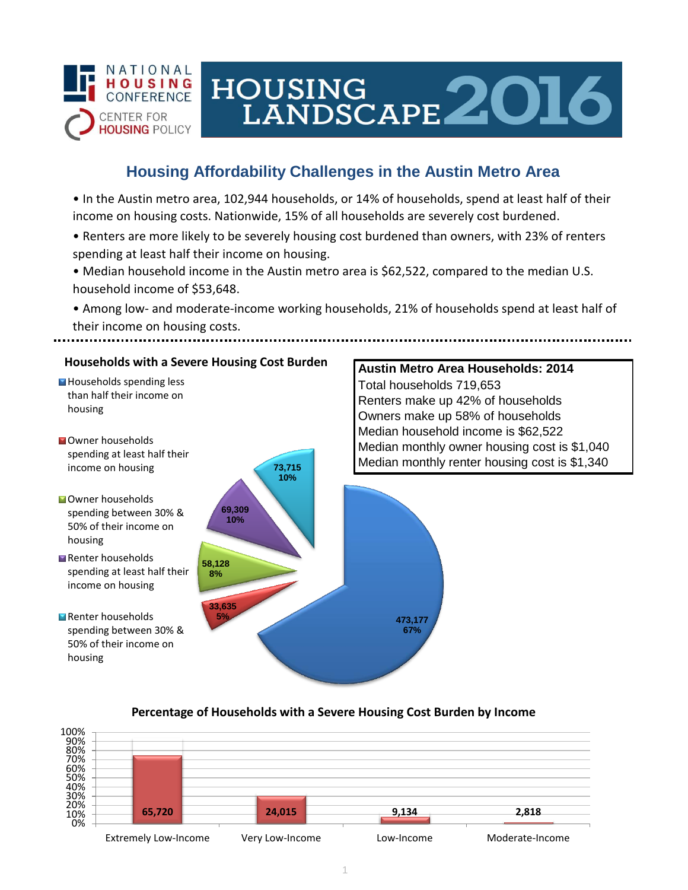NATIONAL HOUSING CONFERENCE
CENTER FOR HOUSING POLICY

# HOUSING LANDSCAPE 2016

## Housing Affordability Challenges in the Austin Metro Area

- In the Austin metro area, 102,944 households, or 14% of households, spend at least half of their income on housing costs. Nationwide, 15% of all households are severely cost burdened.
- Renters are more likely to be severely housing cost burdened than owners, with 23% of renters spending at least half their income on housing.
- Median household income in the Austin metro area is $62,522, compared to the median U.S. household income of $53,648.
- Among low- and moderate-income working households, 21% of households spend at least half of their income on housing costs.

### Households with a Severe Housing Cost Burden

| Category | Households | Percent |
|---|---|---|
| Households spending less than half their income on housing | 473,177 | 67% |
| Owner households spending at least half their income on housing | 33,635 | 5% |
| Owner households spending between 30% & 50% of their income on housing | 58,128 | 8% |
| Renter households spending at least half their income on housing | 69,309 | 10% |
| Renter households spending between 30% & 50% of their income on housing | 73,715 | 10% |

### Austin Metro Area Households: 2014

Total households 719,653
Renters make up 42% of households
Owners make up 58% of households
Median household income is $62,522
Median monthly owner housing cost is $1,040
Median monthly renter housing cost is $1,340

### Percentage of Households with a Severe Housing Cost Burden by Income

| Income Category | Households |
|---|---|
| Extremely Low-Income | 65,720 |
| Very Low-Income | 24,015 |
| Low-Income | 9,134 |
| Moderate-Income | 2,818 |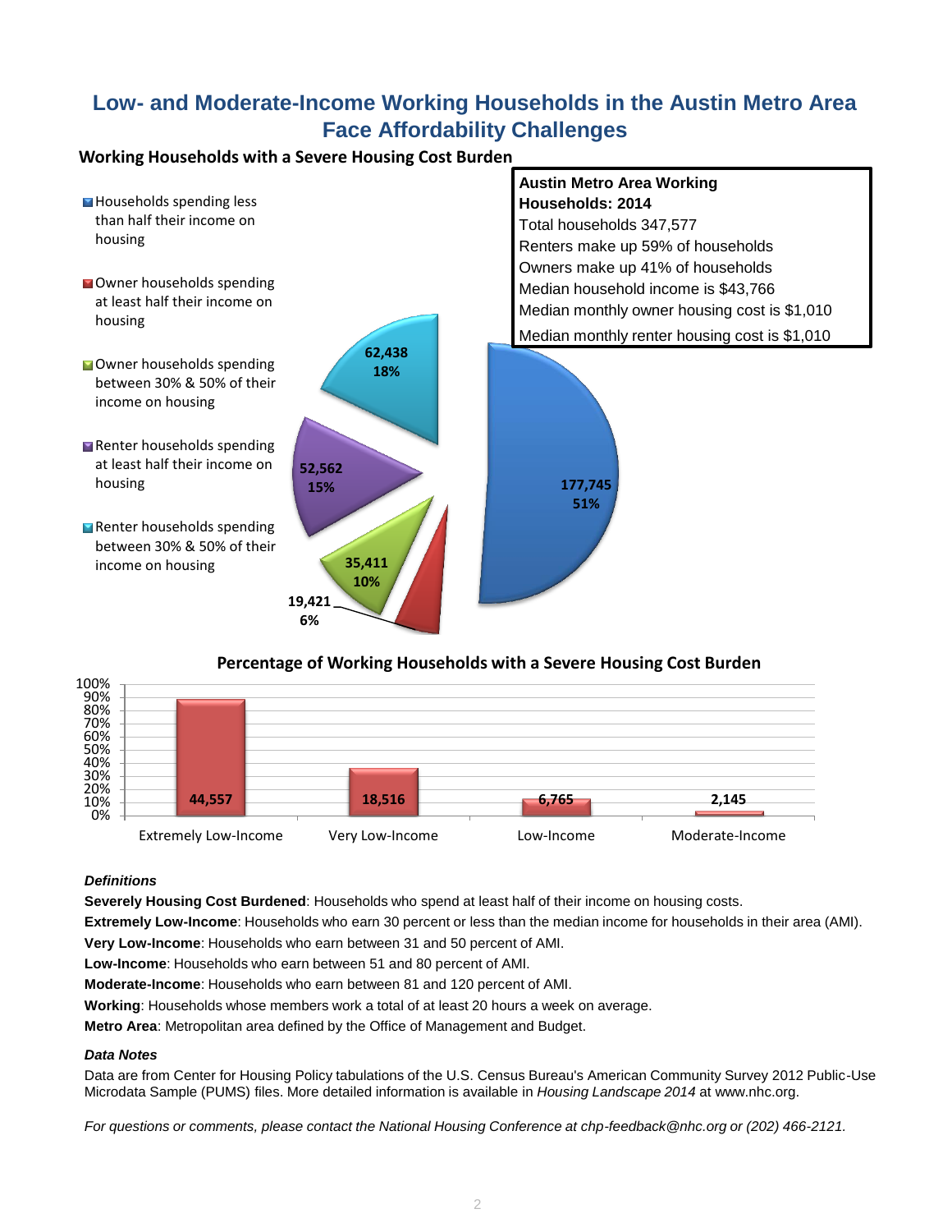# Low- and Moderate-Income Working Households in the Austin Metro Area Face Affordability Challenges

## Working Households with a Severe Housing Cost Burden

Households spending less than half their income on housing

Owner households spending at least half their income on housing

Owner households spending between 30% & 50% of their income on housing

Renter households spending at least half their income on housing

Renter households spending between 30% & 50% of their income on housing

62,438
18%

52,562
15%

35,411
10%

19,421
6%

177,745
51%

**Austin Metro Area Working Households: 2014**
Total households 347,577
Renters make up 59% of households
Owners make up 41% of households
Median household income is $43,766
Median monthly owner housing cost is $1,010
Median monthly renter housing cost is $1,010

## Percentage of Working Households with a Severe Housing Cost Burden

100%
90%
80%
70%
60%
50%
40%
30%
20%
10%
0%

44,557
18,516
6,765
2,145

Extremely Low-Income
Very Low-Income
Low-Income
Moderate-Income

### *Definitions*

**Severely Housing Cost Burdened**: Households who spend at least half of their income on housing costs.

**Extremely Low-Income**: Households who earn 30 percent or less than the median income for households in their area (AMI).

**Very Low-Income**: Households who earn between 31 and 50 percent of AMI.

**Low-Income**: Households who earn between 51 and 80 percent of AMI.

**Moderate-Income**: Households who earn between 81 and 120 percent of AMI.

**Working**: Households whose members work a total of at least 20 hours a week on average.

**Metro Area**: Metropolitan area defined by the Office of Management and Budget.

### *Data Notes*

Data are from Center for Housing Policy tabulations of the U.S. Census Bureau's American Community Survey 2012 Public-Use Microdata Sample (PUMS) files. More detailed information is available in *Housing Landscape 2014* at www.nhc.org.

*For questions or comments, please contact the National Housing Conference at chp-feedback@nhc.org or (202) 466-2121.*